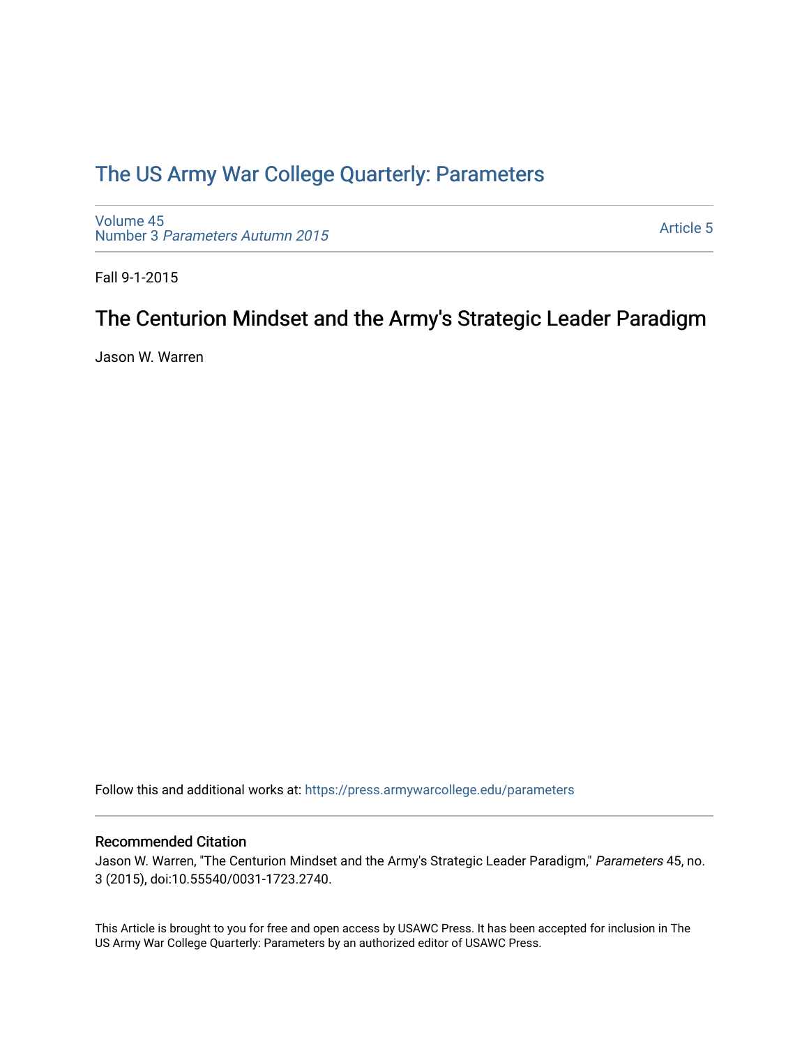# The US Army War College Quarterly: Parameters

Volume 45
Number 3 *Parameters Autumn 2015*

Article 5

Fall 9-1-2015

## The Centurion Mindset and the Army's Strategic Leader Paradigm

Jason W. Warren

Follow this and additional works at: https://press.armywarcollege.edu/parameters

### Recommended Citation

Jason W. Warren, "The Centurion Mindset and the Army's Strategic Leader Paradigm," *Parameters* 45, no. 3 (2015), doi:10.55540/0031-1723.2740.

This Article is brought to you for free and open access by USAWC Press. It has been accepted for inclusion in The US Army War College Quarterly: Parameters by an authorized editor of USAWC Press.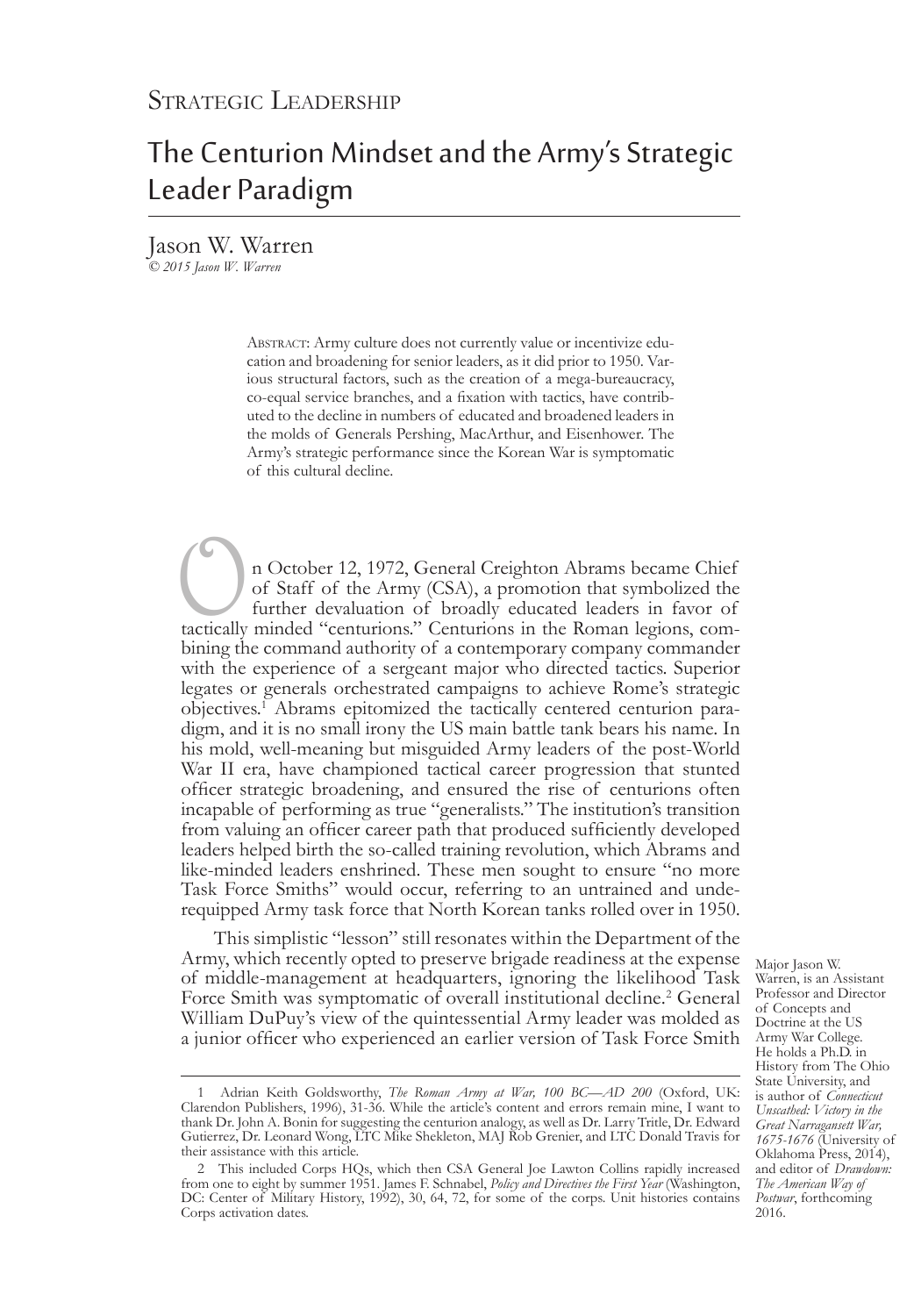Strategic Leadership

# The Centurion Mindset and the Army's Strategic Leader Paradigm

Jason W. Warren
*© 2015 Jason W. Warren*

Abstract: Army culture does not currently value or incentivize education and broadening for senior leaders, as it did prior to 1950. Various structural factors, such as the creation of a mega-bureaucracy, co-equal service branches, and a fixation with tactics, have contributed to the decline in numbers of educated and broadened leaders in the molds of Generals Pershing, MacArthur, and Eisenhower. The Army's strategic performance since the Korean War is symptomatic of this cultural decline.

On October 12, 1972, General Creighton Abrams became Chief of Staff of the Army (CSA), a promotion that symbolized the further devaluation of broadly educated leaders in favor of tactically minded "centurions." Centurions in the Roman legions, combining the command authority of a contemporary company commander with the experience of a sergeant major who directed tactics. Superior legates or generals orchestrated campaigns to achieve Rome's strategic objectives.[1] Abrams epitomized the tactically centered centurion paradigm, and it is no small irony the US main battle tank bears his name. In his mold, well-meaning but misguided Army leaders of the post-World War II era, have championed tactical career progression that stunted officer strategic broadening, and ensured the rise of centurions often incapable of performing as true "generalists." The institution's transition from valuing an officer career path that produced sufficiently developed leaders helped birth the so-called training revolution, which Abrams and like-minded leaders enshrined. These men sought to ensure "no more Task Force Smiths" would occur, referring to an untrained and underequipped Army task force that North Korean tanks rolled over in 1950.

This simplistic "lesson" still resonates within the Department of the Army, which recently opted to preserve brigade readiness at the expense of middle-management at headquarters, ignoring the likelihood Task Force Smith was symptomatic of overall institutional decline.[2] General William DuPuy's view of the quintessential Army leader was molded as a junior officer who experienced an earlier version of Task Force Smith

Major Jason W. Warren, is an Assistant Professor and Director of Concepts and Doctrine at the US Army War College. He holds a Ph.D. in History from The Ohio State University, and is author of *Connecticut Unscathed: Victory in the Great Narragansett War, 1675-1676* (University of Oklahoma Press, 2014), and editor of *Drawdown: The American Way of Postwar*, forthcoming 2016.

1 Adrian Keith Goldsworthy, *The Roman Army at War, 100 BC—AD 200* (Oxford, UK: Clarendon Publishers, 1996), 31-36. While the article's content and errors remain mine, I want to thank Dr. John A. Bonin for suggesting the centurion analogy, as well as Dr. Larry Tritle, Dr. Edward Gutierrez, Dr. Leonard Wong, LTC Mike Shekleton, MAJ Rob Grenier, and LTC Donald Travis for their assistance with this article.

2 This included Corps HQs, which then CSA General Joe Lawton Collins rapidly increased from one to eight by summer 1951. James F. Schnabel, *Policy and Directives the First Year* (Washington, DC: Center of Military History, 1992), 30, 64, 72, for some of the corps. Unit histories contains Corps activation dates.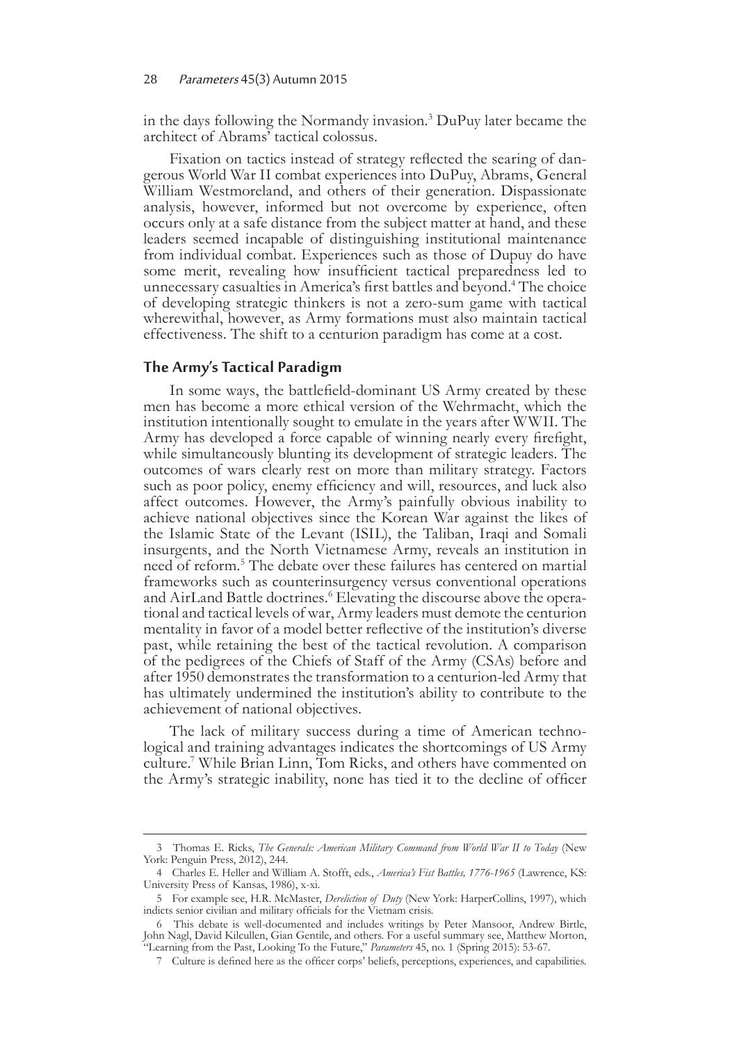in the days following the Normandy invasion.[3] DuPuy later became the architect of Abrams' tactical colossus.

Fixation on tactics instead of strategy reflected the searing of dangerous World War II combat experiences into DuPuy, Abrams, General William Westmoreland, and others of their generation. Dispassionate analysis, however, informed but not overcome by experience, often occurs only at a safe distance from the subject matter at hand, and these leaders seemed incapable of distinguishing institutional maintenance from individual combat. Experiences such as those of Dupuy do have some merit, revealing how insufficient tactical preparedness led to unnecessary casualties in America's first battles and beyond.[4] The choice of developing strategic thinkers is not a zero-sum game with tactical wherewithal, however, as Army formations must also maintain tactical effectiveness. The shift to a centurion paradigm has come at a cost.

## The Army's Tactical Paradigm

In some ways, the battlefield-dominant US Army created by these men has become a more ethical version of the Wehrmacht, which the institution intentionally sought to emulate in the years after WWII. The Army has developed a force capable of winning nearly every firefight, while simultaneously blunting its development of strategic leaders. The outcomes of wars clearly rest on more than military strategy. Factors such as poor policy, enemy efficiency and will, resources, and luck also affect outcomes. However, the Army's painfully obvious inability to achieve national objectives since the Korean War against the likes of the Islamic State of the Levant (ISIL), the Taliban, Iraqi and Somali insurgents, and the North Vietnamese Army, reveals an institution in need of reform.[5] The debate over these failures has centered on martial frameworks such as counterinsurgency versus conventional operations and AirLand Battle doctrines.[6] Elevating the discourse above the operational and tactical levels of war, Army leaders must demote the centurion mentality in favor of a model better reflective of the institution's diverse past, while retaining the best of the tactical revolution. A comparison of the pedigrees of the Chiefs of Staff of the Army (CSAs) before and after 1950 demonstrates the transformation to a centurion-led Army that has ultimately undermined the institution's ability to contribute to the achievement of national objectives.

The lack of military success during a time of American technological and training advantages indicates the shortcomings of US Army culture.[7] While Brian Linn, Tom Ricks, and others have commented on the Army's strategic inability, none has tied it to the decline of officer

---

3 Thomas E. Ricks, *The Generals: American Military Command from World War II to Today* (New York: Penguin Press, 2012), 244.

4 Charles E. Heller and William A. Stofft, eds., *America's Fist Battles, 1776-1965* (Lawrence, KS: University Press of Kansas, 1986), x-xi.

5 For example see, H.R. McMaster, *Dereliction of Duty* (New York: HarperCollins, 1997), which indicts senior civilian and military officials for the Vietnam crisis.

6 This debate is well-documented and includes writings by Peter Mansoor, Andrew Birtle, John Nagl, David Kilcullen, Gian Gentile, and others. For a useful summary see, Matthew Morton, "Learning from the Past, Looking To the Future," *Parameters* 45, no. 1 (Spring 2015): 53-67.

7 Culture is defined here as the officer corps' beliefs, perceptions, experiences, and capabilities.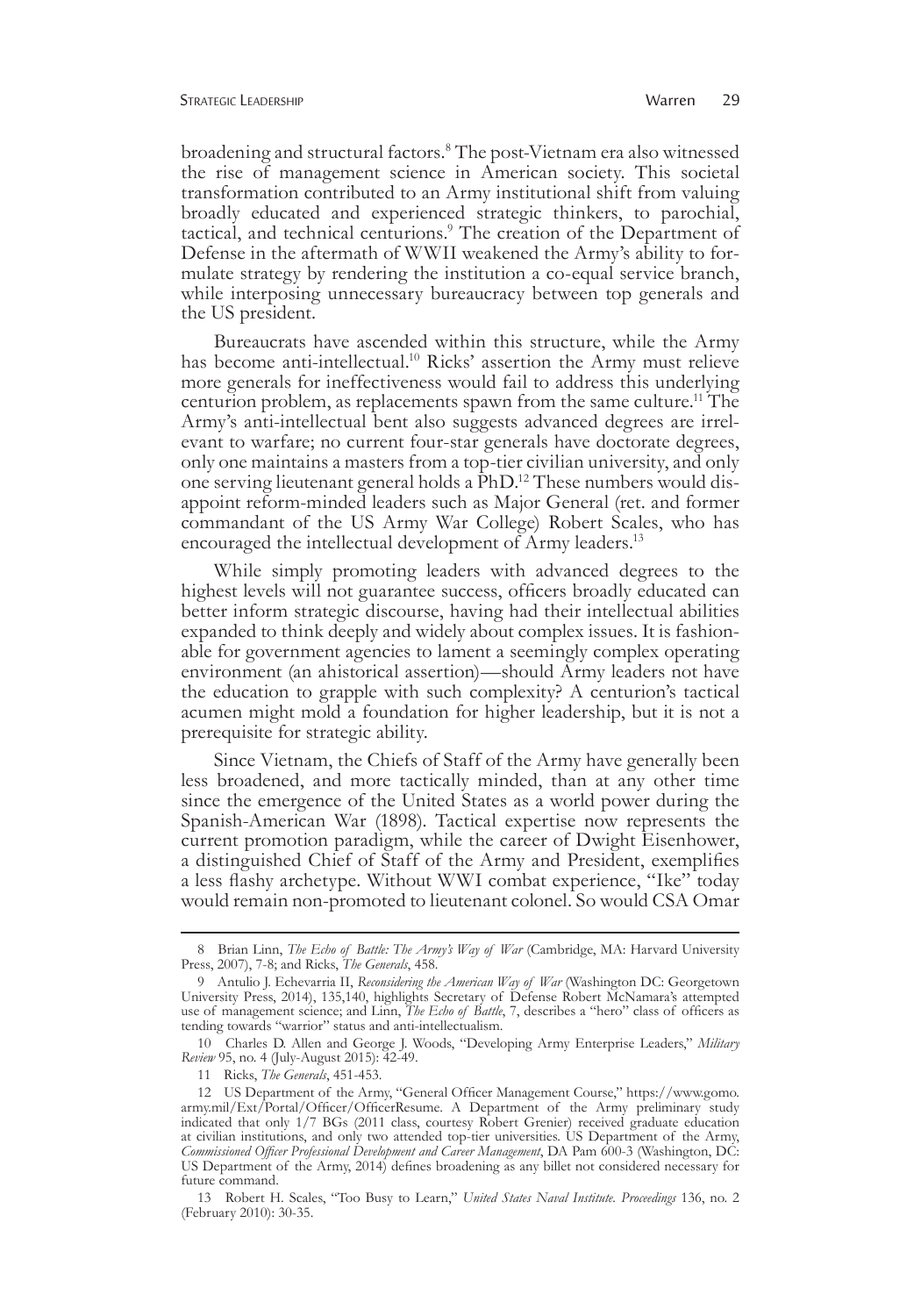broadening and structural factors.[8] The post-Vietnam era also witnessed the rise of management science in American society. This societal transformation contributed to an Army institutional shift from valuing broadly educated and experienced strategic thinkers, to parochial, tactical, and technical centurions.[9] The creation of the Department of Defense in the aftermath of WWII weakened the Army's ability to formulate strategy by rendering the institution a co-equal service branch, while interposing unnecessary bureaucracy between top generals and the US president.

Bureaucrats have ascended within this structure, while the Army has become anti-intellectual.[10] Ricks' assertion the Army must relieve more generals for ineffectiveness would fail to address this underlying centurion problem, as replacements spawn from the same culture.[11] The Army's anti-intellectual bent also suggests advanced degrees are irrelevant to warfare; no current four-star generals have doctorate degrees, only one maintains a masters from a top-tier civilian university, and only one serving lieutenant general holds a PhD.[12] These numbers would disappoint reform-minded leaders such as Major General (ret. and former commandant of the US Army War College) Robert Scales, who has encouraged the intellectual development of Army leaders.[13]

While simply promoting leaders with advanced degrees to the highest levels will not guarantee success, officers broadly educated can better inform strategic discourse, having had their intellectual abilities expanded to think deeply and widely about complex issues. It is fashionable for government agencies to lament a seemingly complex operating environment (an ahistorical assertion)—should Army leaders not have the education to grapple with such complexity? A centurion's tactical acumen might mold a foundation for higher leadership, but it is not a prerequisite for strategic ability.

Since Vietnam, the Chiefs of Staff of the Army have generally been less broadened, and more tactically minded, than at any other time since the emergence of the United States as a world power during the Spanish-American War (1898). Tactical expertise now represents the current promotion paradigm, while the career of Dwight Eisenhower, a distinguished Chief of Staff of the Army and President, exemplifies a less flashy archetype. Without WWI combat experience, "Ike" today would remain non-promoted to lieutenant colonel. So would CSA Omar

---

8 Brian Linn, *The Echo of Battle: The Army's Way of War* (Cambridge, MA: Harvard University Press, 2007), 7-8; and Ricks, *The Generals*, 458.

9 Antulio J. Echevarria II, *Reconsidering the American Way of War* (Washington DC: Georgetown University Press, 2014), 135,140, highlights Secretary of Defense Robert McNamara's attempted use of management science; and Linn, *The Echo of Battle*, 7, describes a "hero" class of officers as tending towards "warrior" status and anti-intellectualism.

10 Charles D. Allen and George J. Woods, "Developing Army Enterprise Leaders," *Military Review* 95, no. 4 (July-August 2015): 42-49.

11 Ricks, *The Generals*, 451-453.

12 US Department of the Army, "General Officer Management Course," https://www.gomo.army.mil/Ext/Portal/Officer/OfficerResume. A Department of the Army preliminary study indicated that only 1/7 BGs (2011 class, courtesy Robert Grenier) received graduate education at civilian institutions, and only two attended top-tier universities. US Department of the Army, *Commissioned Officer Professional Development and Career Management*, DA Pam 600-3 (Washington, DC: US Department of the Army, 2014) defines broadening as any billet not considered necessary for future command.

13 Robert H. Scales, "Too Busy to Learn," *United States Naval Institute. Proceedings* 136, no. 2 (February 2010): 30-35.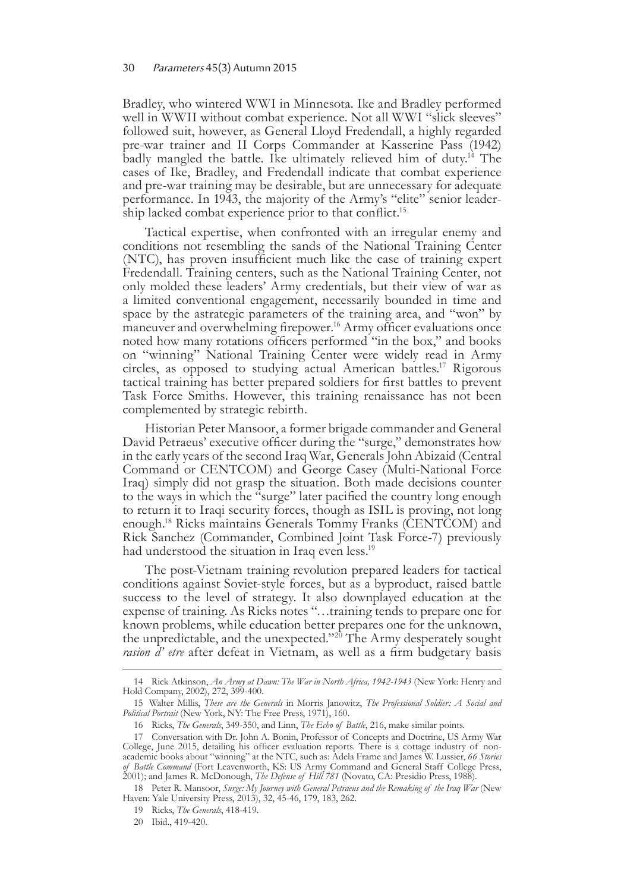Bradley, who wintered WWI in Minnesota. Ike and Bradley performed well in WWII without combat experience. Not all WWI "slick sleeves" followed suit, however, as General Lloyd Fredendall, a highly regarded pre-war trainer and II Corps Commander at Kasserine Pass (1942) badly mangled the battle. Ike ultimately relieved him of duty.[14] The cases of Ike, Bradley, and Fredendall indicate that combat experience and pre-war training may be desirable, but are unnecessary for adequate performance. In 1943, the majority of the Army's "elite" senior leadership lacked combat experience prior to that conflict.[15]

Tactical expertise, when confronted with an irregular enemy and conditions not resembling the sands of the National Training Center (NTC), has proven insufficient much like the case of training expert Fredendall. Training centers, such as the National Training Center, not only molded these leaders' Army credentials, but their view of war as a limited conventional engagement, necessarily bounded in time and space by the astrategic parameters of the training area, and "won" by maneuver and overwhelming firepower.[16] Army officer evaluations once noted how many rotations officers performed "in the box," and books on "winning" National Training Center were widely read in Army circles, as opposed to studying actual American battles.[17] Rigorous tactical training has better prepared soldiers for first battles to prevent Task Force Smiths. However, this training renaissance has not been complemented by strategic rebirth.

Historian Peter Mansoor, a former brigade commander and General David Petraeus' executive officer during the "surge," demonstrates how in the early years of the second Iraq War, Generals John Abizaid (Central Command or CENTCOM) and George Casey (Multi-National Force Iraq) simply did not grasp the situation. Both made decisions counter to the ways in which the "surge" later pacified the country long enough to return it to Iraqi security forces, though as ISIL is proving, not long enough.[18] Ricks maintains Generals Tommy Franks (CENTCOM) and Rick Sanchez (Commander, Combined Joint Task Force-7) previously had understood the situation in Iraq even less.[19]

The post-Vietnam training revolution prepared leaders for tactical conditions against Soviet-style forces, but as a byproduct, raised battle success to the level of strategy. It also downplayed education at the expense of training. As Ricks notes "…training tends to prepare one for known problems, while education better prepares one for the unknown, the unpredictable, and the unexpected."[20] The Army desperately sought *rasion d' etre* after defeat in Vietnam, as well as a firm budgetary basis

---

14 Rick Atkinson, *An Army at Dawn: The War in North Africa, 1942-1943* (New York: Henry and Hold Company, 2002), 272, 399-400.

15 Walter Millis, *These are the Generals* in Morris Janowitz, *The Professional Soldier: A Social and Political Portrait* (New York, NY: The Free Press, 1971), 160.

16 Ricks, *The Generals*, 349-350, and Linn, *The Echo of Battle*, 216, make similar points.

17 Conversation with Dr. John A. Bonin, Professor of Concepts and Doctrine, US Army War College, June 2015, detailing his officer evaluation reports. There is a cottage industry of non-academic books about "winning" at the NTC, such as: Adela Frame and James W. Lussier, *66 Stories of Battle Command* (Fort Leavenworth, KS: US Army Command and General Staff College Press, 2001); and James R. McDonough, *The Defense of Hill 781* (Novato, CA: Presidio Press, 1988).

18 Peter R. Mansoor, *Surge: My Journey with General Petraeus and the Remaking of the Iraq War* (New Haven: Yale University Press, 2013), 32, 45-46, 179, 183, 262.

19 Ricks, *The Generals*, 418-419.

20 Ibid., 419-420.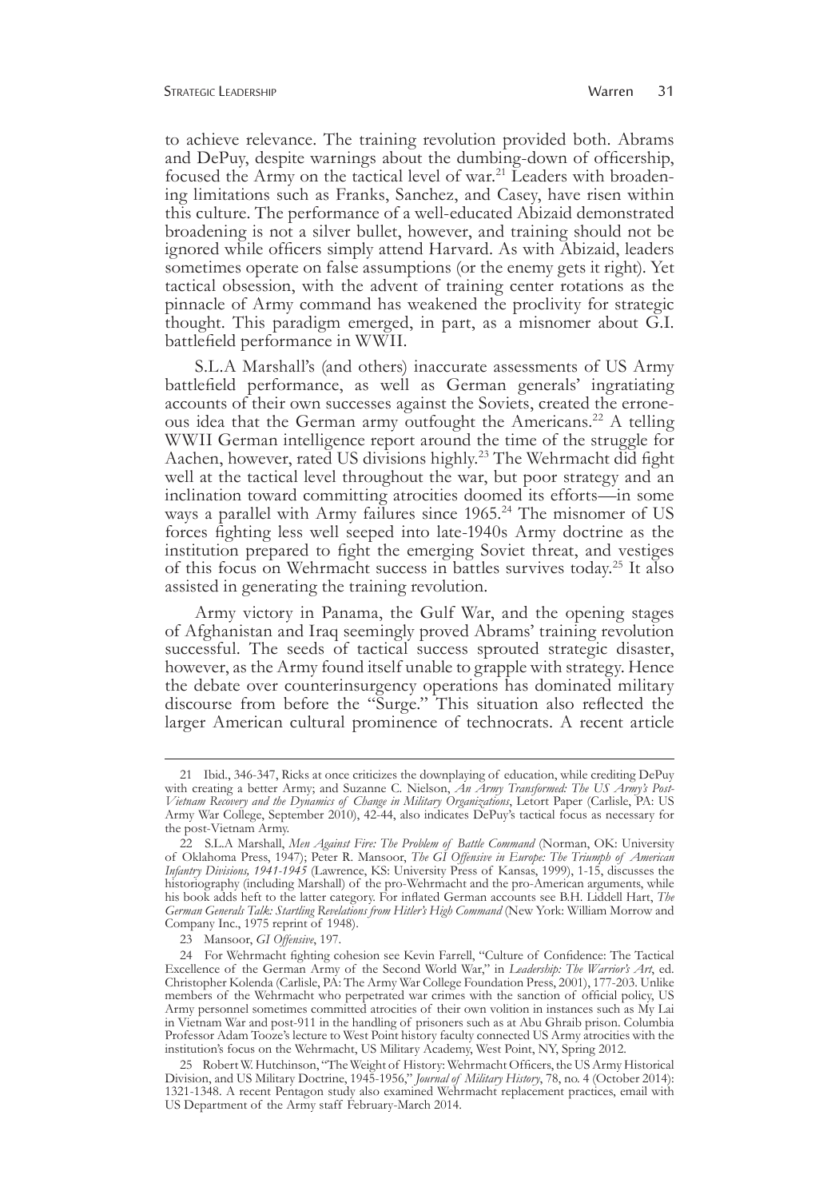to achieve relevance. The training revolution provided both. Abrams and DePuy, despite warnings about the dumbing-down of officership, focused the Army on the tactical level of war.[21] Leaders with broadening limitations such as Franks, Sanchez, and Casey, have risen within this culture. The performance of a well-educated Abizaid demonstrated broadening is not a silver bullet, however, and training should not be ignored while officers simply attend Harvard. As with Abizaid, leaders sometimes operate on false assumptions (or the enemy gets it right). Yet tactical obsession, with the advent of training center rotations as the pinnacle of Army command has weakened the proclivity for strategic thought. This paradigm emerged, in part, as a misnomer about G.I. battlefield performance in WWII.

S.L.A Marshall's (and others) inaccurate assessments of US Army battlefield performance, as well as German generals' ingratiating accounts of their own successes against the Soviets, created the erroneous idea that the German army outfought the Americans.[22] A telling WWII German intelligence report around the time of the struggle for Aachen, however, rated US divisions highly.[23] The Wehrmacht did fight well at the tactical level throughout the war, but poor strategy and an inclination toward committing atrocities doomed its efforts—in some ways a parallel with Army failures since 1965.[24] The misnomer of US forces fighting less well seeped into late-1940s Army doctrine as the institution prepared to fight the emerging Soviet threat, and vestiges of this focus on Wehrmacht success in battles survives today.[25] It also assisted in generating the training revolution.

Army victory in Panama, the Gulf War, and the opening stages of Afghanistan and Iraq seemingly proved Abrams' training revolution successful. The seeds of tactical success sprouted strategic disaster, however, as the Army found itself unable to grapple with strategy. Hence the debate over counterinsurgency operations has dominated military discourse from before the "Surge." This situation also reflected the larger American cultural prominence of technocrats. A recent article

---

21 Ibid., 346-347, Ricks at once criticizes the downplaying of education, while crediting DePuy with creating a better Army; and Suzanne C. Nielson, *An Army Transformed: The US Army's Post-Vietnam Recovery and the Dynamics of Change in Military Organizations*, Letort Paper (Carlisle, PA: US Army War College, September 2010), 42-44, also indicates DePuy's tactical focus as necessary for the post-Vietnam Army.

22 S.L.A Marshall, *Men Against Fire: The Problem of Battle Command* (Norman, OK: University of Oklahoma Press, 1947); Peter R. Mansoor, *The GI Offensive in Europe: The Triumph of American Infantry Divisions, 1941-1945* (Lawrence, KS: University Press of Kansas, 1999), 1-15, discusses the historiography (including Marshall) of the pro-Wehrmacht and the pro-American arguments, while his book adds heft to the latter category. For inflated German accounts see B.H. Liddell Hart, *The German Generals Talk: Startling Revelations from Hitler's High Command* (New York: William Morrow and Company Inc., 1975 reprint of 1948).

23 Mansoor, *GI Offensive*, 197.

24 For Wehrmacht fighting cohesion see Kevin Farrell, "Culture of Confidence: The Tactical Excellence of the German Army of the Second World War," in *Leadership: The Warrior's Art*, ed. Christopher Kolenda (Carlisle, PA: The Army War College Foundation Press, 2001), 177-203. Unlike members of the Wehrmacht who perpetrated war crimes with the sanction of official policy, US Army personnel sometimes committed atrocities of their own volition in instances such as My Lai in Vietnam War and post-911 in the handling of prisoners such as at Abu Ghraib prison. Columbia Professor Adam Tooze's lecture to West Point history faculty connected US Army atrocities with the institution's focus on the Wehrmacht, US Military Academy, West Point, NY, Spring 2012.

25 Robert W. Hutchinson, "The Weight of History: Wehrmacht Officers, the US Army Historical Division, and US Military Doctrine, 1945-1956," *Journal of Military History*, 78, no. 4 (October 2014): 1321-1348. A recent Pentagon study also examined Wehrmacht replacement practices, email with US Department of the Army staff February-March 2014.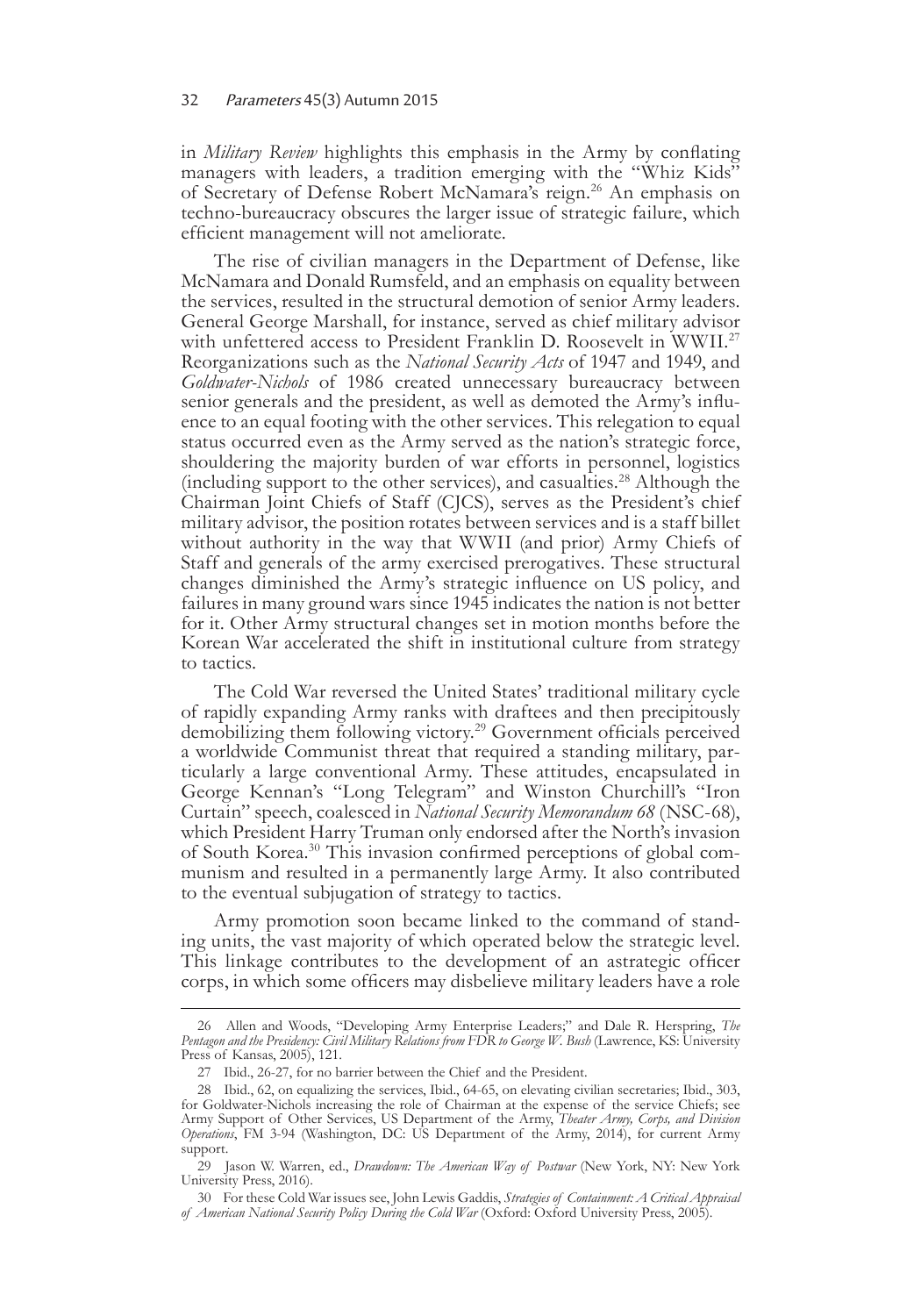in *Military Review* highlights this emphasis in the Army by conflating managers with leaders, a tradition emerging with the "Whiz Kids" of Secretary of Defense Robert McNamara's reign.[26] An emphasis on techno-bureaucracy obscures the larger issue of strategic failure, which efficient management will not ameliorate.

The rise of civilian managers in the Department of Defense, like McNamara and Donald Rumsfeld, and an emphasis on equality between the services, resulted in the structural demotion of senior Army leaders. General George Marshall, for instance, served as chief military advisor with unfettered access to President Franklin D. Roosevelt in WWII.[27] Reorganizations such as the *National Security Acts* of 1947 and 1949, and *Goldwater-Nichols* of 1986 created unnecessary bureaucracy between senior generals and the president, as well as demoted the Army's influence to an equal footing with the other services. This relegation to equal status occurred even as the Army served as the nation's strategic force, shouldering the majority burden of war efforts in personnel, logistics (including support to the other services), and casualties.[28] Although the Chairman Joint Chiefs of Staff (CJCS), serves as the President's chief military advisor, the position rotates between services and is a staff billet without authority in the way that WWII (and prior) Army Chiefs of Staff and generals of the army exercised prerogatives. These structural changes diminished the Army's strategic influence on US policy, and failures in many ground wars since 1945 indicates the nation is not better for it. Other Army structural changes set in motion months before the Korean War accelerated the shift in institutional culture from strategy to tactics.

The Cold War reversed the United States' traditional military cycle of rapidly expanding Army ranks with draftees and then precipitously demobilizing them following victory.[29] Government officials perceived a worldwide Communist threat that required a standing military, particularly a large conventional Army. These attitudes, encapsulated in George Kennan's "Long Telegram" and Winston Churchill's "Iron Curtain" speech, coalesced in *National Security Memorandum 68* (NSC-68), which President Harry Truman only endorsed after the North's invasion of South Korea.[30] This invasion confirmed perceptions of global communism and resulted in a permanently large Army. It also contributed to the eventual subjugation of strategy to tactics.

Army promotion soon became linked to the command of standing units, the vast majority of which operated below the strategic level. This linkage contributes to the development of an astrategic officer corps, in which some officers may disbelieve military leaders have a role

---

26 Allen and Woods, "Developing Army Enterprise Leaders;" and Dale R. Herspring, *The Pentagon and the Presidency: Civil Military Relations from FDR to George W. Bush* (Lawrence, KS: University Press of Kansas, 2005), 121.

27 Ibid., 26-27, for no barrier between the Chief and the President.

28 Ibid., 62, on equalizing the services, Ibid., 64-65, on elevating civilian secretaries; Ibid., 303, for Goldwater-Nichols increasing the role of Chairman at the expense of the service Chiefs; see Army Support of Other Services, US Department of the Army, *Theater Army, Corps, and Division Operations*, FM 3-94 (Washington, DC: US Department of the Army, 2014), for current Army support.

29 Jason W. Warren, ed., *Drawdown: The American Way of Postwar* (New York, NY: New York University Press, 2016).

30 For these Cold War issues see, John Lewis Gaddis, *Strategies of Containment: A Critical Appraisal of American National Security Policy During the Cold War* (Oxford: Oxford University Press, 2005).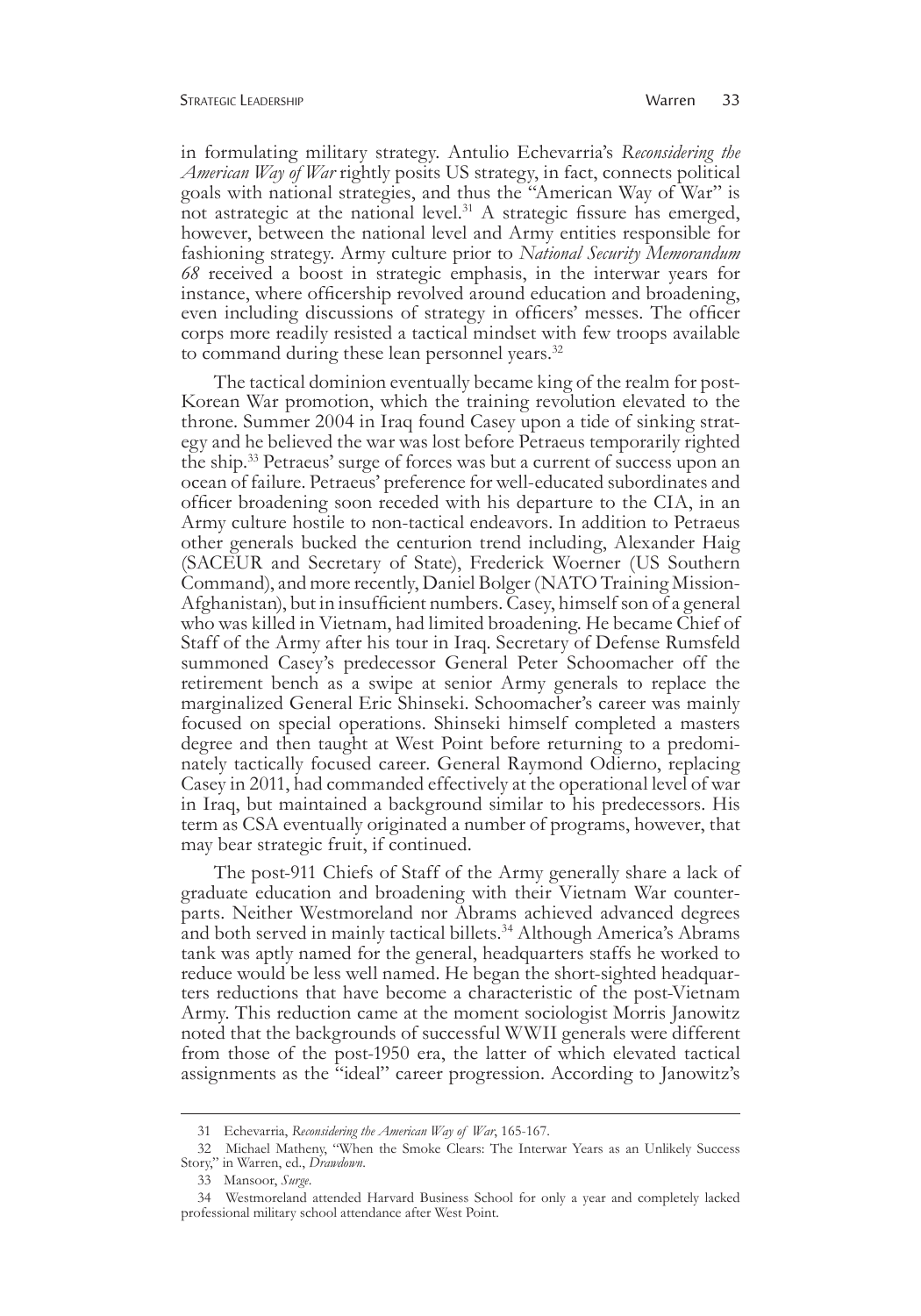in formulating military strategy. Antulio Echevarria's *Reconsidering the American Way of War* rightly posits US strategy, in fact, connects political goals with national strategies, and thus the "American Way of War" is not astrategic at the national level.[31] A strategic fissure has emerged, however, between the national level and Army entities responsible for fashioning strategy. Army culture prior to *National Security Memorandum 68* received a boost in strategic emphasis, in the interwar years for instance, where officership revolved around education and broadening, even including discussions of strategy in officers' messes. The officer corps more readily resisted a tactical mindset with few troops available to command during these lean personnel years.[32]

The tactical dominion eventually became king of the realm for post-Korean War promotion, which the training revolution elevated to the throne. Summer 2004 in Iraq found Casey upon a tide of sinking strategy and he believed the war was lost before Petraeus temporarily righted the ship.[33] Petraeus' surge of forces was but a current of success upon an ocean of failure. Petraeus' preference for well-educated subordinates and officer broadening soon receded with his departure to the CIA, in an Army culture hostile to non-tactical endeavors. In addition to Petraeus other generals bucked the centurion trend including, Alexander Haig (SACEUR and Secretary of State), Frederick Woerner (US Southern Command), and more recently, Daniel Bolger (NATO Training Mission-Afghanistan), but in insufficient numbers. Casey, himself son of a general who was killed in Vietnam, had limited broadening. He became Chief of Staff of the Army after his tour in Iraq. Secretary of Defense Rumsfeld summoned Casey's predecessor General Peter Schoomacher off the retirement bench as a swipe at senior Army generals to replace the marginalized General Eric Shinseki. Schoomacher's career was mainly focused on special operations. Shinseki himself completed a masters degree and then taught at West Point before returning to a predominately tactically focused career. General Raymond Odierno, replacing Casey in 2011, had commanded effectively at the operational level of war in Iraq, but maintained a background similar to his predecessors. His term as CSA eventually originated a number of programs, however, that may bear strategic fruit, if continued.

The post-911 Chiefs of Staff of the Army generally share a lack of graduate education and broadening with their Vietnam War counterparts. Neither Westmoreland nor Abrams achieved advanced degrees and both served in mainly tactical billets.[34] Although America's Abrams tank was aptly named for the general, headquarters staffs he worked to reduce would be less well named. He began the short-sighted headquarters reductions that have become a characteristic of the post-Vietnam Army. This reduction came at the moment sociologist Morris Janowitz noted that the backgrounds of successful WWII generals were different from those of the post-1950 era, the latter of which elevated tactical assignments as the "ideal" career progression. According to Janowitz's

---

31 Echevarria, *Reconsidering the American Way of War*, 165-167.

32 Michael Matheny, "When the Smoke Clears: The Interwar Years as an Unlikely Success Story," in Warren, ed., *Drawdown*.

33 Mansoor, *Surge*.

34 Westmoreland attended Harvard Business School for only a year and completely lacked professional military school attendance after West Point.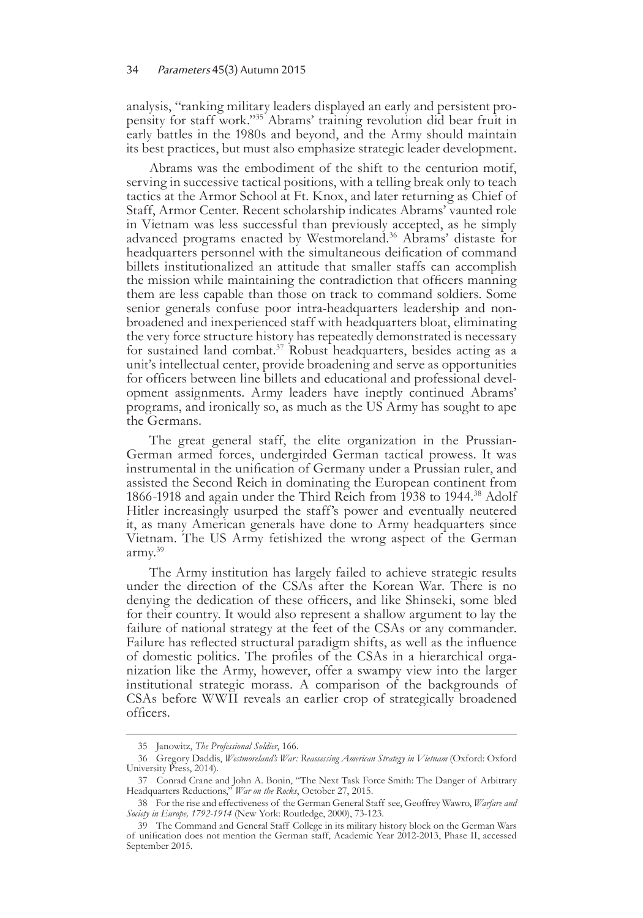analysis, "ranking military leaders displayed an early and persistent propensity for staff work."[35] Abrams' training revolution did bear fruit in early battles in the 1980s and beyond, and the Army should maintain its best practices, but must also emphasize strategic leader development.

Abrams was the embodiment of the shift to the centurion motif, serving in successive tactical positions, with a telling break only to teach tactics at the Armor School at Ft. Knox, and later returning as Chief of Staff, Armor Center. Recent scholarship indicates Abrams' vaunted role in Vietnam was less successful than previously accepted, as he simply advanced programs enacted by Westmoreland.[36] Abrams' distaste for headquarters personnel with the simultaneous deification of command billets institutionalized an attitude that smaller staffs can accomplish the mission while maintaining the contradiction that officers manning them are less capable than those on track to command soldiers. Some senior generals confuse poor intra-headquarters leadership and non-broadened and inexperienced staff with headquarters bloat, eliminating the very force structure history has repeatedly demonstrated is necessary for sustained land combat.[37] Robust headquarters, besides acting as a unit's intellectual center, provide broadening and serve as opportunities for officers between line billets and educational and professional development assignments. Army leaders have ineptly continued Abrams' programs, and ironically so, as much as the US Army has sought to ape the Germans.

The great general staff, the elite organization in the Prussian-German armed forces, undergirded German tactical prowess. It was instrumental in the unification of Germany under a Prussian ruler, and assisted the Second Reich in dominating the European continent from 1866-1918 and again under the Third Reich from 1938 to 1944.[38] Adolf Hitler increasingly usurped the staff's power and eventually neutered it, as many American generals have done to Army headquarters since Vietnam. The US Army fetishized the wrong aspect of the German army.[39]

The Army institution has largely failed to achieve strategic results under the direction of the CSAs after the Korean War. There is no denying the dedication of these officers, and like Shinseki, some bled for their country. It would also represent a shallow argument to lay the failure of national strategy at the feet of the CSAs or any commander. Failure has reflected structural paradigm shifts, as well as the influence of domestic politics. The profiles of the CSAs in a hierarchical organization like the Army, however, offer a swampy view into the larger institutional strategic morass. A comparison of the backgrounds of CSAs before WWII reveals an earlier crop of strategically broadened officers.

---

35 Janowitz, *The Professional Soldier*, 166.

36 Gregory Daddis, *Westmoreland's War: Reassessing American Strategy in Vietnam* (Oxford: Oxford University Press, 2014).

37 Conrad Crane and John A. Bonin, "The Next Task Force Smith: The Danger of Arbitrary Headquarters Reductions," *War on the Rocks*, October 27, 2015.

38 For the rise and effectiveness of the German General Staff see, Geoffrey Wawro, *Warfare and Society in Europe, 1792-1914* (New York: Routledge, 2000), 73-123.

39 The Command and General Staff College in its military history block on the German Wars of unification does not mention the German staff, Academic Year 2012-2013, Phase II, accessed September 2015.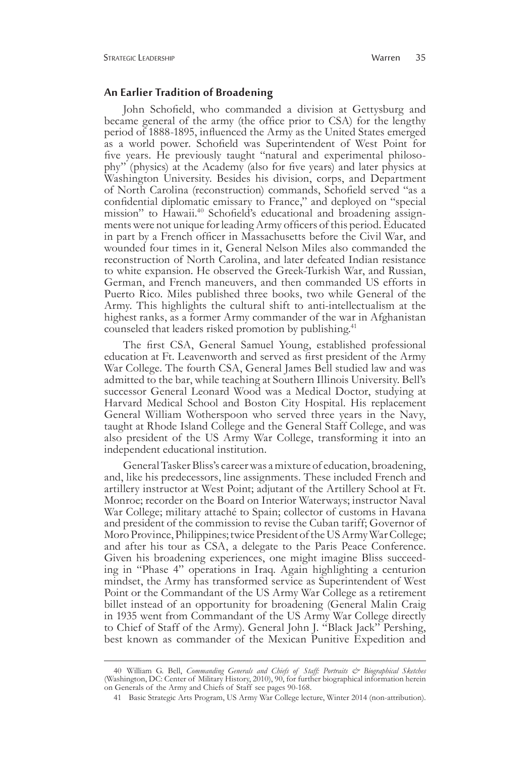## An Earlier Tradition of Broadening

John Schofield, who commanded a division at Gettysburg and became general of the army (the office prior to CSA) for the lengthy period of 1888-1895, influenced the Army as the United States emerged as a world power. Schofield was Superintendent of West Point for five years. He previously taught "natural and experimental philosophy" (physics) at the Academy (also for five years) and later physics at Washington University. Besides his division, corps, and Department of North Carolina (reconstruction) commands, Schofield served "as a confidential diplomatic emissary to France," and deployed on "special mission" to Hawaii.[40] Schofield's educational and broadening assignments were not unique for leading Army officers of this period. Educated in part by a French officer in Massachusetts before the Civil War, and wounded four times in it, General Nelson Miles also commanded the reconstruction of North Carolina, and later defeated Indian resistance to white expansion. He observed the Greek-Turkish War, and Russian, German, and French maneuvers, and then commanded US efforts in Puerto Rico. Miles published three books, two while General of the Army. This highlights the cultural shift to anti-intellectualism at the highest ranks, as a former Army commander of the war in Afghanistan counseled that leaders risked promotion by publishing.[41]

The first CSA, General Samuel Young, established professional education at Ft. Leavenworth and served as first president of the Army War College. The fourth CSA, General James Bell studied law and was admitted to the bar, while teaching at Southern Illinois University. Bell's successor General Leonard Wood was a Medical Doctor, studying at Harvard Medical School and Boston City Hospital. His replacement General William Wotherspoon who served three years in the Navy, taught at Rhode Island College and the General Staff College, and was also president of the US Army War College, transforming it into an independent educational institution.

General Tasker Bliss's career was a mixture of education, broadening, and, like his predecessors, line assignments. These included French and artillery instructor at West Point; adjutant of the Artillery School at Ft. Monroe; recorder on the Board on Interior Waterways; instructor Naval War College; military attaché to Spain; collector of customs in Havana and president of the commission to revise the Cuban tariff; Governor of Moro Province, Philippines; twice President of the US Army War College; and after his tour as CSA, a delegate to the Paris Peace Conference. Given his broadening experiences, one might imagine Bliss succeeding in "Phase 4" operations in Iraq. Again highlighting a centurion mindset, the Army has transformed service as Superintendent of West Point or the Commandant of the US Army War College as a retirement billet instead of an opportunity for broadening (General Malin Craig in 1935 went from Commandant of the US Army War College directly to Chief of Staff of the Army). General John J. "Black Jack" Pershing, best known as commander of the Mexican Punitive Expedition and

---

40 William G. Bell, *Commanding Generals and Chiefs of Staff: Portraits & Biographical Sketches* (Washington, DC: Center of Military History, 2010), 90, for further biographical information herein on Generals of the Army and Chiefs of Staff see pages 90-168.

41 Basic Strategic Arts Program, US Army War College lecture, Winter 2014 (non-attribution).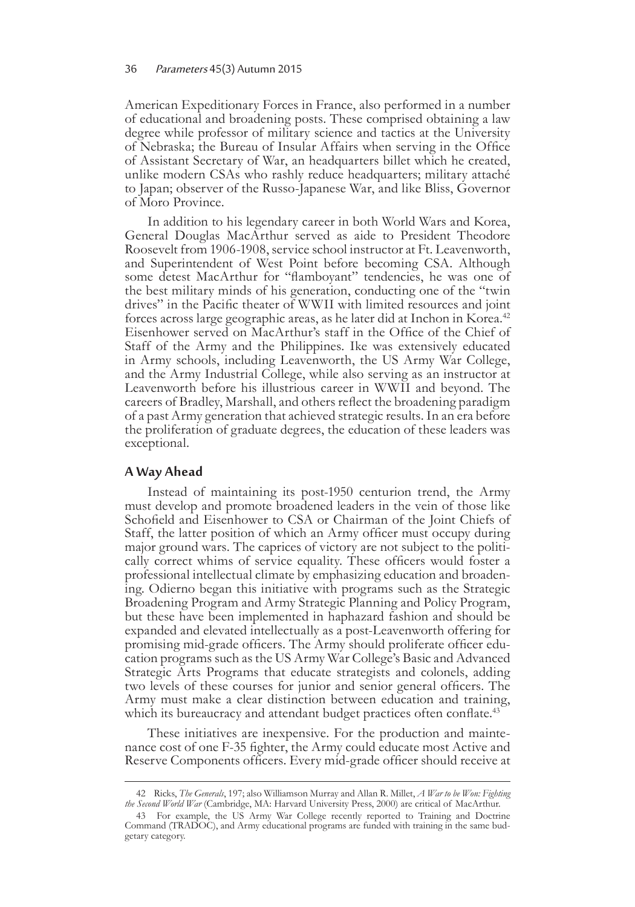American Expeditionary Forces in France, also performed in a number of educational and broadening posts. These comprised obtaining a law degree while professor of military science and tactics at the University of Nebraska; the Bureau of Insular Affairs when serving in the Office of Assistant Secretary of War, an headquarters billet which he created, unlike modern CSAs who rashly reduce headquarters; military attaché to Japan; observer of the Russo-Japanese War, and like Bliss, Governor of Moro Province.

In addition to his legendary career in both World Wars and Korea, General Douglas MacArthur served as aide to President Theodore Roosevelt from 1906-1908, service school instructor at Ft. Leavenworth, and Superintendent of West Point before becoming CSA. Although some detest MacArthur for "flamboyant" tendencies, he was one of the best military minds of his generation, conducting one of the "twin drives" in the Pacific theater of WWII with limited resources and joint forces across large geographic areas, as he later did at Inchon in Korea.[42] Eisenhower served on MacArthur's staff in the Office of the Chief of Staff of the Army and the Philippines. Ike was extensively educated in Army schools, including Leavenworth, the US Army War College, and the Army Industrial College, while also serving as an instructor at Leavenworth before his illustrious career in WWII and beyond. The careers of Bradley, Marshall, and others reflect the broadening paradigm of a past Army generation that achieved strategic results. In an era before the proliferation of graduate degrees, the education of these leaders was exceptional.

## A Way Ahead

Instead of maintaining its post-1950 centurion trend, the Army must develop and promote broadened leaders in the vein of those like Schofield and Eisenhower to CSA or Chairman of the Joint Chiefs of Staff, the latter position of which an Army officer must occupy during major ground wars. The caprices of victory are not subject to the politically correct whims of service equality. These officers would foster a professional intellectual climate by emphasizing education and broadening. Odierno began this initiative with programs such as the Strategic Broadening Program and Army Strategic Planning and Policy Program, but these have been implemented in haphazard fashion and should be expanded and elevated intellectually as a post-Leavenworth offering for promising mid-grade officers. The Army should proliferate officer education programs such as the US Army War College's Basic and Advanced Strategic Arts Programs that educate strategists and colonels, adding two levels of these courses for junior and senior general officers. The Army must make a clear distinction between education and training, which its bureaucracy and attendant budget practices often conflate.[43]

These initiatives are inexpensive. For the production and maintenance cost of one F-35 fighter, the Army could educate most Active and Reserve Components officers. Every mid-grade officer should receive at

---

42 Ricks, *The Generals*, 197; also Williamson Murray and Allan R. Millet, *A War to be Won: Fighting the Second World War* (Cambridge, MA: Harvard University Press, 2000) are critical of MacArthur.

43 For example, the US Army War College recently reported to Training and Doctrine Command (TRADOC), and Army educational programs are funded with training in the same budgetary category.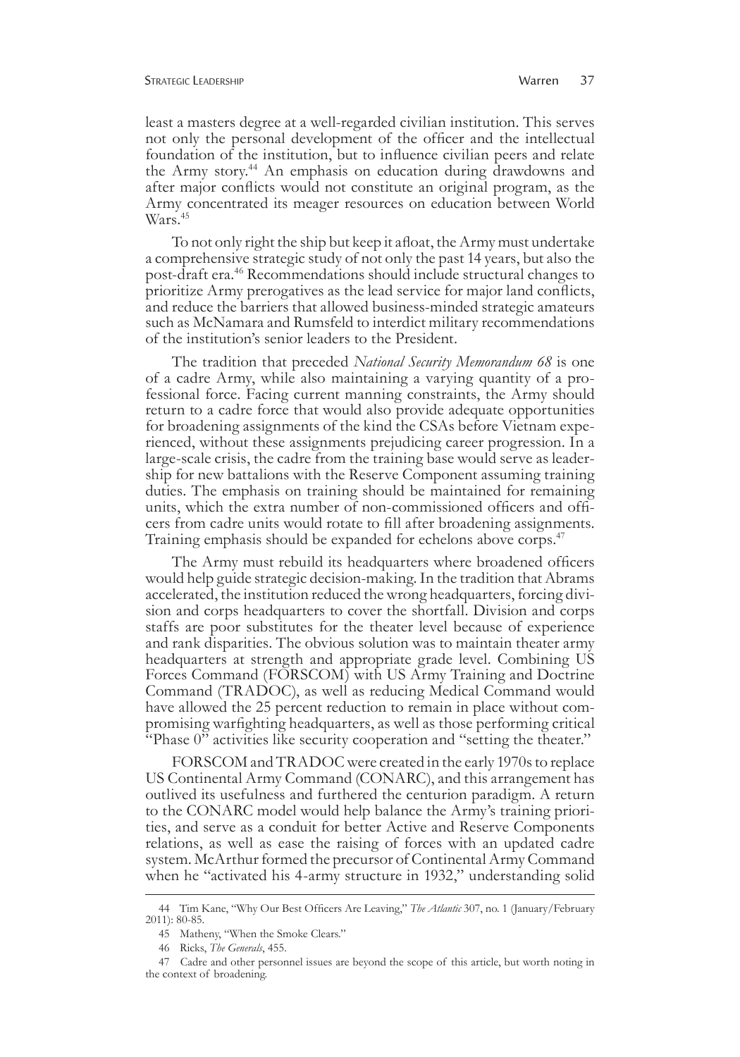least a masters degree at a well-regarded civilian institution. This serves not only the personal development of the officer and the intellectual foundation of the institution, but to influence civilian peers and relate the Army story.[44] An emphasis on education during drawdowns and after major conflicts would not constitute an original program, as the Army concentrated its meager resources on education between World Wars.[45]

To not only right the ship but keep it afloat, the Army must undertake a comprehensive strategic study of not only the past 14 years, but also the post-draft era.[46] Recommendations should include structural changes to prioritize Army prerogatives as the lead service for major land conflicts, and reduce the barriers that allowed business-minded strategic amateurs such as McNamara and Rumsfeld to interdict military recommendations of the institution's senior leaders to the President.

The tradition that preceded *National Security Memorandum 68* is one of a cadre Army, while also maintaining a varying quantity of a professional force. Facing current manning constraints, the Army should return to a cadre force that would also provide adequate opportunities for broadening assignments of the kind the CSAs before Vietnam experienced, without these assignments prejudicing career progression. In a large-scale crisis, the cadre from the training base would serve as leadership for new battalions with the Reserve Component assuming training duties. The emphasis on training should be maintained for remaining units, which the extra number of non-commissioned officers and officers from cadre units would rotate to fill after broadening assignments. Training emphasis should be expanded for echelons above corps.[47]

The Army must rebuild its headquarters where broadened officers would help guide strategic decision-making. In the tradition that Abrams accelerated, the institution reduced the wrong headquarters, forcing division and corps headquarters to cover the shortfall. Division and corps staffs are poor substitutes for the theater level because of experience and rank disparities. The obvious solution was to maintain theater army headquarters at strength and appropriate grade level. Combining US Forces Command (FORSCOM) with US Army Training and Doctrine Command (TRADOC), as well as reducing Medical Command would have allowed the 25 percent reduction to remain in place without compromising warfighting headquarters, as well as those performing critical "Phase 0" activities like security cooperation and "setting the theater."

FORSCOM and TRADOC were created in the early 1970s to replace US Continental Army Command (CONARC), and this arrangement has outlived its usefulness and furthered the centurion paradigm. A return to the CONARC model would help balance the Army's training priorities, and serve as a conduit for better Active and Reserve Components relations, as well as ease the raising of forces with an updated cadre system. McArthur formed the precursor of Continental Army Command when he "activated his 4-army structure in 1932," understanding solid

---

44 Tim Kane, "Why Our Best Officers Are Leaving," *The Atlantic* 307, no. 1 (January/February 2011): 80-85.

45 Matheny, "When the Smoke Clears."

46 Ricks, *The Generals*, 455.

47 Cadre and other personnel issues are beyond the scope of this article, but worth noting in the context of broadening.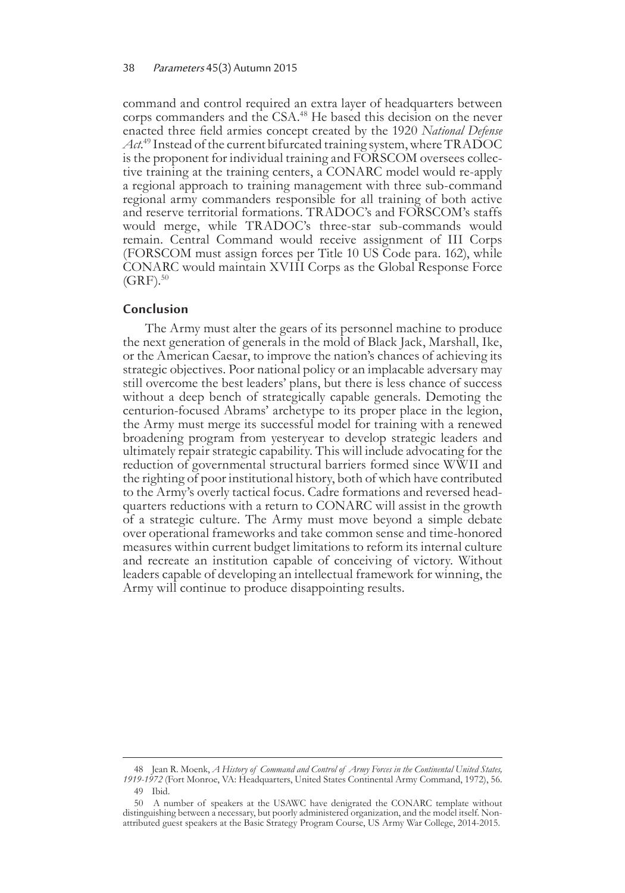command and control required an extra layer of headquarters between corps commanders and the CSA.[48] He based this decision on the never enacted three field armies concept created by the 1920 *National Defense Act*.[49] Instead of the current bifurcated training system, where TRADOC is the proponent for individual training and FORSCOM oversees collective training at the training centers, a CONARC model would re-apply a regional approach to training management with three sub-command regional army commanders responsible for all training of both active and reserve territorial formations. TRADOC's and FORSCOM's staffs would merge, while TRADOC's three-star sub-commands would remain. Central Command would receive assignment of III Corps (FORSCOM must assign forces per Title 10 US Code para. 162), while CONARC would maintain XVIII Corps as the Global Response Force (GRF).[50]

## Conclusion

The Army must alter the gears of its personnel machine to produce the next generation of generals in the mold of Black Jack, Marshall, Ike, or the American Caesar, to improve the nation's chances of achieving its strategic objectives. Poor national policy or an implacable adversary may still overcome the best leaders' plans, but there is less chance of success without a deep bench of strategically capable generals. Demoting the centurion-focused Abrams' archetype to its proper place in the legion, the Army must merge its successful model for training with a renewed broadening program from yesteryear to develop strategic leaders and ultimately repair strategic capability. This will include advocating for the reduction of governmental structural barriers formed since WWII and the righting of poor institutional history, both of which have contributed to the Army's overly tactical focus. Cadre formations and reversed headquarters reductions with a return to CONARC will assist in the growth of a strategic culture. The Army must move beyond a simple debate over operational frameworks and take common sense and time-honored measures within current budget limitations to reform its internal culture and recreate an institution capable of conceiving of victory. Without leaders capable of developing an intellectual framework for winning, the Army will continue to produce disappointing results.

---

48 Jean R. Moenk, *A History of Command and Control of Army Forces in the Continental United States, 1919-1972* (Fort Monroe, VA: Headquarters, United States Continental Army Command, 1972), 56.

49 Ibid.

50 A number of speakers at the USAWC have denigrated the CONARC template without distinguishing between a necessary, but poorly administered organization, and the model itself. Non-attributed guest speakers at the Basic Strategy Program Course, US Army War College, 2014-2015.